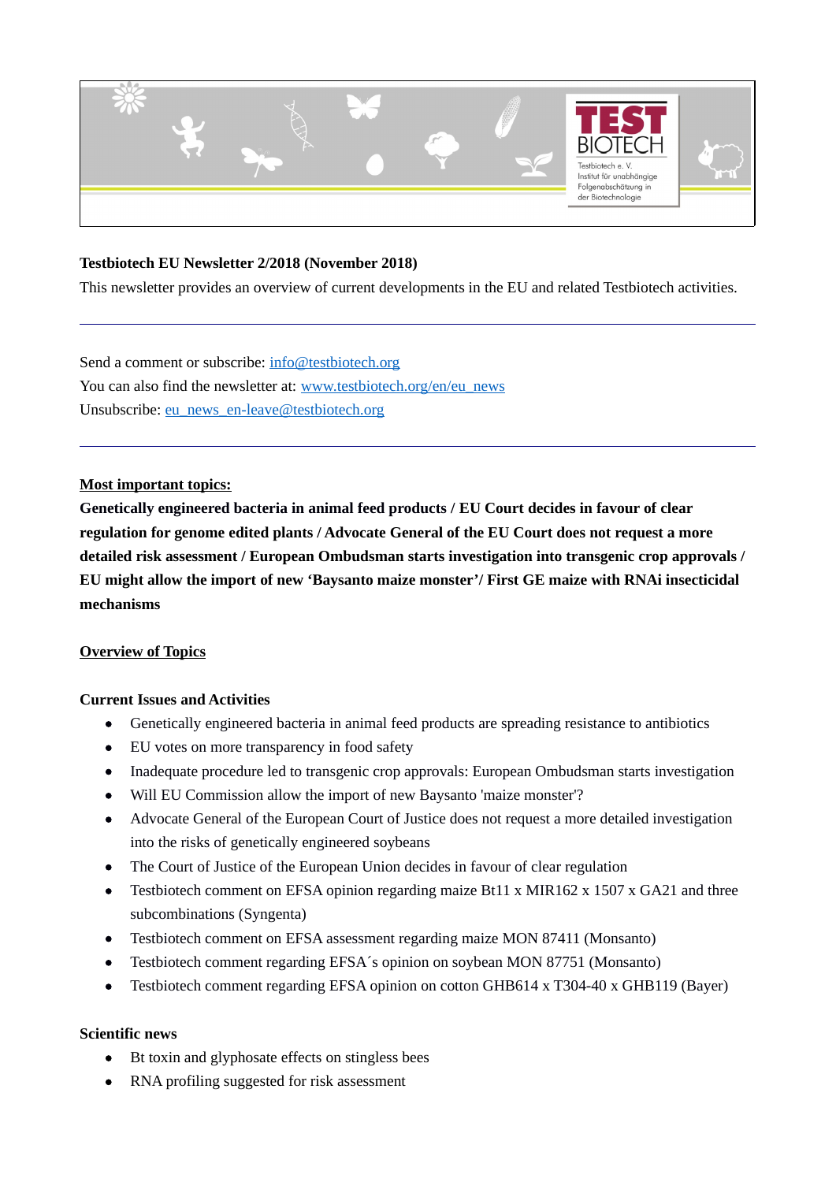**Testbiotech EU Newsletter 2/2018 (November 2018)**

This newsletter provides an overview of current developments in the EU and related Testbiotech activities.

---

Send a comment or subscribe: info@testbiotech.org

You can also find the newsletter at: www.testbiotech.org/en/eu_news

Unsubscribe: eu_news_en-leave@testbiotech.org

---

**Most important topics:**

**Genetically engineered bacteria in animal feed products / EU Court decides in favour of clear regulation for genome edited plants / Advocate General of the EU Court does not request a more detailed risk assessment / European Ombudsman starts investigation into transgenic crop approvals / EU might allow the import of new 'Baysanto maize monster'/ First GE maize with RNAi insecticidal mechanisms**

**Overview of Topics**

**Current Issues and Activities**

- Genetically engineered bacteria in animal feed products are spreading resistance to antibiotics
- EU votes on more transparency in food safety
- Inadequate procedure led to transgenic crop approvals: European Ombudsman starts investigation
- Will EU Commission allow the import of new Baysanto 'maize monster'?
- Advocate General of the European Court of Justice does not request a more detailed investigation into the risks of genetically engineered soybeans
- The Court of Justice of the European Union decides in favour of clear regulation
- Testbiotech comment on EFSA opinion regarding maize Bt11 x MIR162 x 1507 x GA21 and three subcombinations (Syngenta)
- Testbiotech comment on EFSA assessment regarding maize MON 87411 (Monsanto)
- Testbiotech comment regarding EFSA´s opinion on soybean MON 87751 (Monsanto)
- Testbiotech comment regarding EFSA opinion on cotton GHB614 x T304-40 x GHB119 (Bayer)

**Scientific news**

- Bt toxin and glyphosate effects on stingless bees
- RNA profiling suggested for risk assessment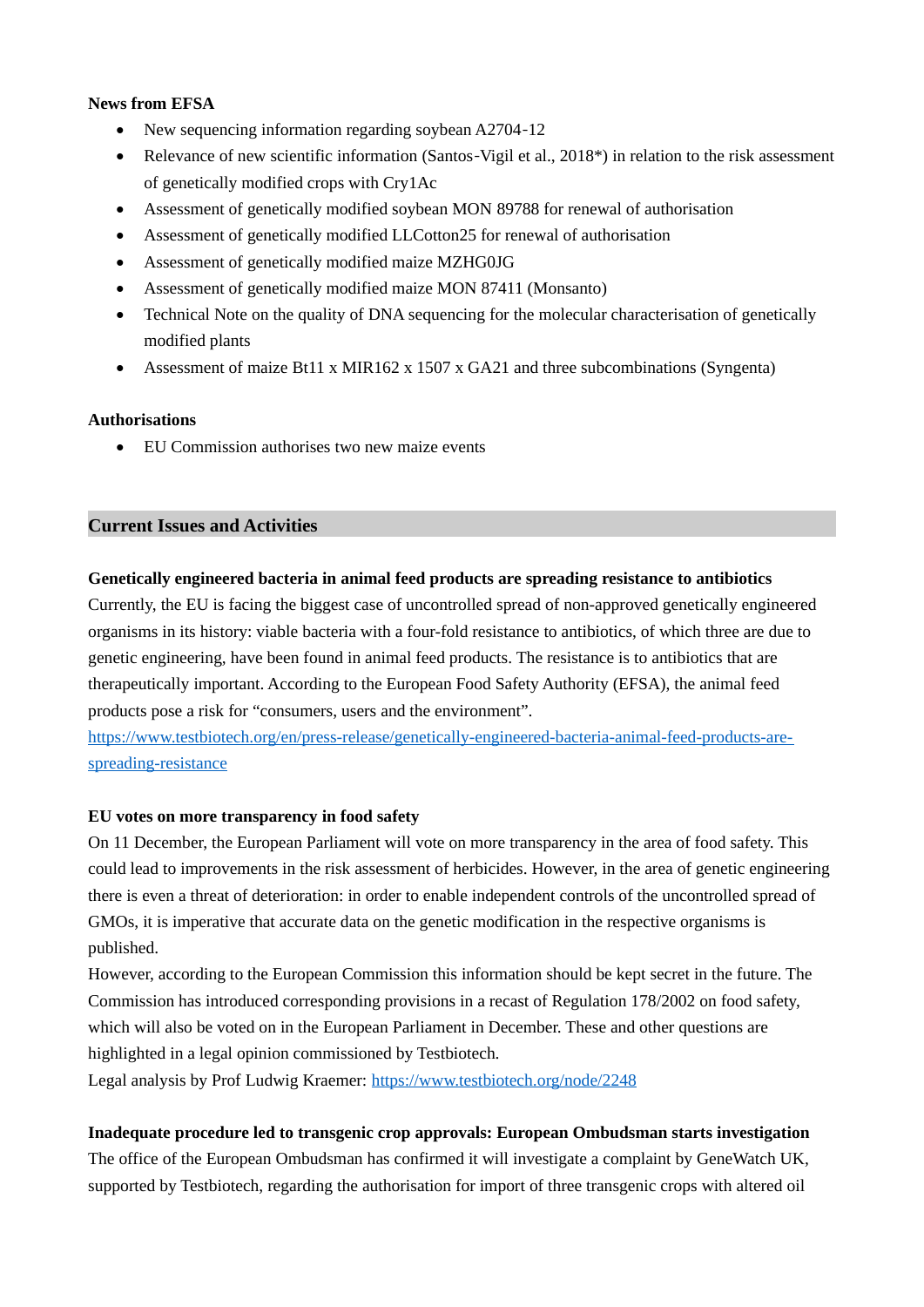**News from EFSA**

- New sequencing information regarding soybean A2704-12
- Relevance of new scientific information (Santos-Vigil et al., 2018*) in relation to the risk assessment of genetically modified crops with Cry1Ac
- Assessment of genetically modified soybean MON 89788 for renewal of authorisation
- Assessment of genetically modified LLCotton25 for renewal of authorisation
- Assessment of genetically modified maize MZHG0JG
- Assessment of genetically modified maize MON 87411 (Monsanto)
- Technical Note on the quality of DNA sequencing for the molecular characterisation of genetically modified plants
- Assessment of maize Bt11 x MIR162 x 1507 x GA21 and three subcombinations (Syngenta)

**Authorisations**

- EU Commission authorises two new maize events

## Current Issues and Activities

**Genetically engineered bacteria in animal feed products are spreading resistance to antibiotics**

Currently, the EU is facing the biggest case of uncontrolled spread of non-approved genetically engineered organisms in its history: viable bacteria with a four-fold resistance to antibiotics, of which three are due to genetic engineering, have been found in animal feed products. The resistance is to antibiotics that are therapeutically important. According to the European Food Safety Authority (EFSA), the animal feed products pose a risk for "consumers, users and the environment".
https://www.testbiotech.org/en/press-release/genetically-engineered-bacteria-animal-feed-products-are-spreading-resistance

**EU votes on more transparency in food safety**

On 11 December, the European Parliament will vote on more transparency in the area of food safety. This could lead to improvements in the risk assessment of herbicides. However, in the area of genetic engineering there is even a threat of deterioration: in order to enable independent controls of the uncontrolled spread of GMOs, it is imperative that accurate data on the genetic modification in the respective organisms is published.

However, according to the European Commission this information should be kept secret in the future. The Commission has introduced corresponding provisions in a recast of Regulation 178/2002 on food safety, which will also be voted on in the European Parliament in December. These and other questions are highlighted in a legal opinion commissioned by Testbiotech.

Legal analysis by Prof Ludwig Kraemer: https://www.testbiotech.org/node/2248

**Inadequate procedure led to transgenic crop approvals: European Ombudsman starts investigation**

The office of the European Ombudsman has confirmed it will investigate a complaint by GeneWatch UK, supported by Testbiotech, regarding the authorisation for import of three transgenic crops with altered oil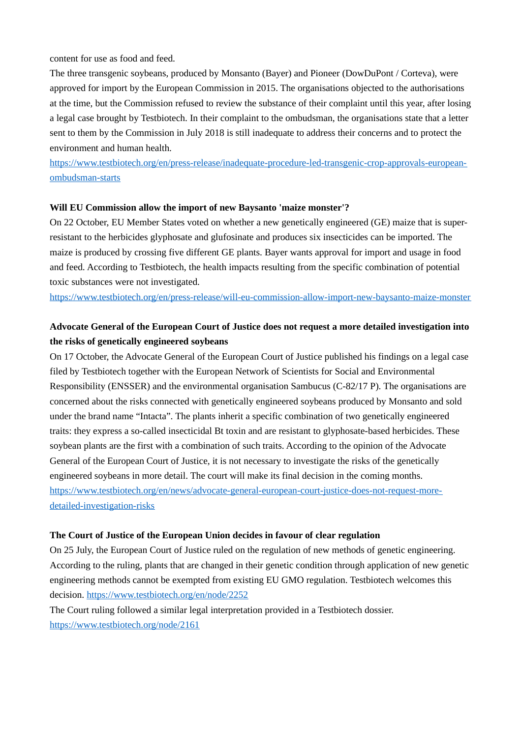content for use as food and feed.

The three transgenic soybeans, produced by Monsanto (Bayer) and Pioneer (DowDuPont / Corteva), were approved for import by the European Commission in 2015. The organisations objected to the authorisations at the time, but the Commission refused to review the substance of their complaint until this year, after losing a legal case brought by Testbiotech. In their complaint to the ombudsman, the organisations state that a letter sent to them by the Commission in July 2018 is still inadequate to address their concerns and to protect the environment and human health.

https://www.testbiotech.org/en/press-release/inadequate-procedure-led-transgenic-crop-approvals-european-ombudsman-starts

**Will EU Commission allow the import of new Baysanto 'maize monster'?**

On 22 October, EU Member States voted on whether a new genetically engineered (GE) maize that is super-resistant to the herbicides glyphosate and glufosinate and produces six insecticides can be imported. The maize is produced by crossing five different GE plants. Bayer wants approval for import and usage in food and feed. According to Testbiotech, the health impacts resulting from the specific combination of potential toxic substances were not investigated.

https://www.testbiotech.org/en/press-release/will-eu-commission-allow-import-new-baysanto-maize-monster

**Advocate General of the European Court of Justice does not request a more detailed investigation into the risks of genetically engineered soybeans**

On 17 October, the Advocate General of the European Court of Justice published his findings on a legal case filed by Testbiotech together with the European Network of Scientists for Social and Environmental Responsibility (ENSSER) and the environmental organisation Sambucus (C-82/17 P). The organisations are concerned about the risks connected with genetically engineered soybeans produced by Monsanto and sold under the brand name "Intacta". The plants inherit a specific combination of two genetically engineered traits: they express a so-called insecticidal Bt toxin and are resistant to glyphosate-based herbicides. These soybean plants are the first with a combination of such traits. According to the opinion of the Advocate General of the European Court of Justice, it is not necessary to investigate the risks of the genetically engineered soybeans in more detail. The court will make its final decision in the coming months.

https://www.testbiotech.org/en/news/advocate-general-european-court-justice-does-not-request-more-detailed-investigation-risks

**The Court of Justice of the European Union decides in favour of clear regulation**

On 25 July, the European Court of Justice ruled on the regulation of new methods of genetic engineering. According to the ruling, plants that are changed in their genetic condition through application of new genetic engineering methods cannot be exempted from existing EU GMO regulation. Testbiotech welcomes this decision. https://www.testbiotech.org/en/node/2252

The Court ruling followed a similar legal interpretation provided in a Testbiotech dossier.

https://www.testbiotech.org/node/2161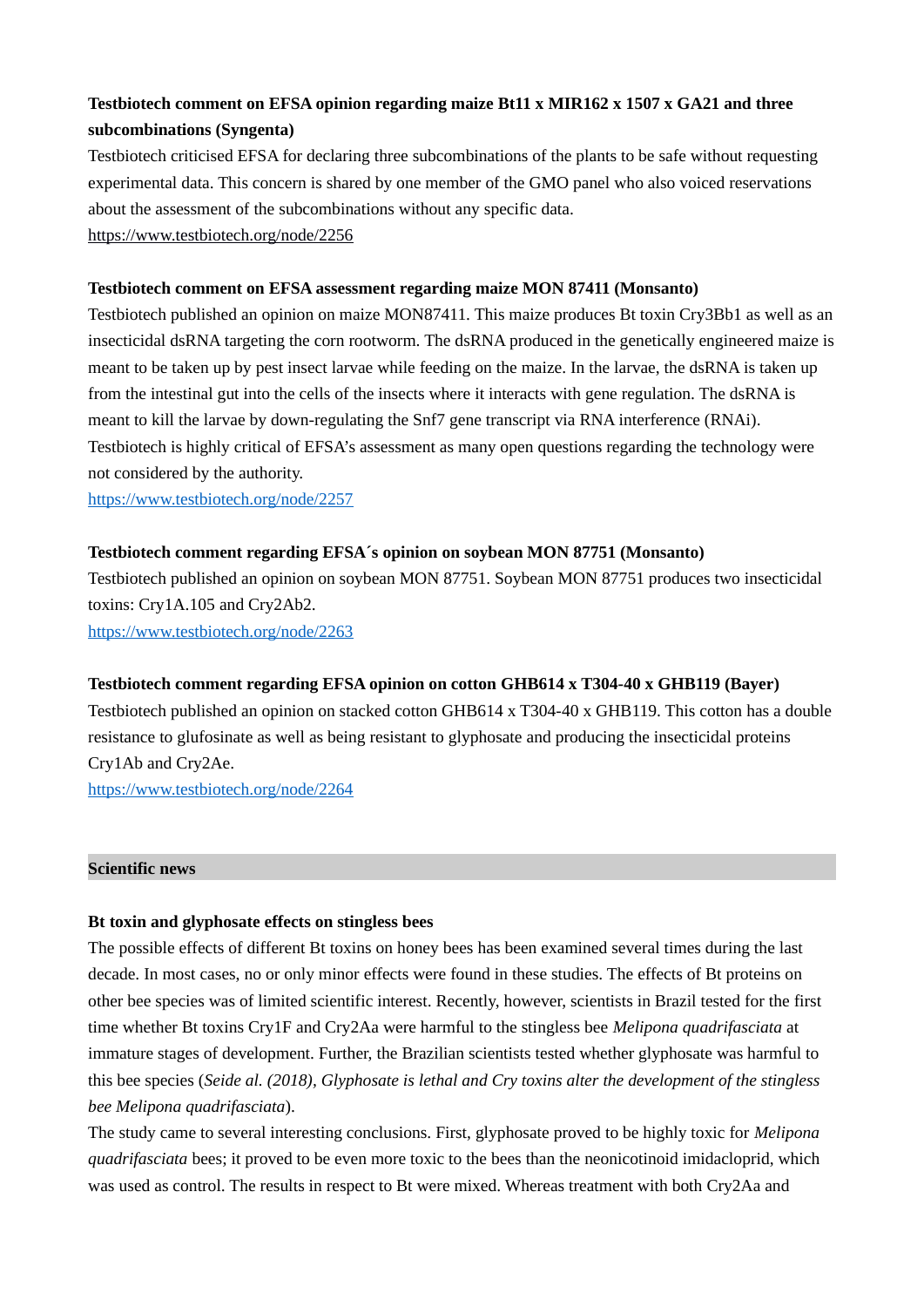**Testbiotech comment on EFSA opinion regarding maize Bt11 x MIR162 x 1507 x GA21 and three subcombinations (Syngenta)**

Testbiotech criticised EFSA for declaring three subcombinations of the plants to be safe without requesting experimental data. This concern is shared by one member of the GMO panel who also voiced reservations about the assessment of the subcombinations without any specific data.
https://www.testbiotech.org/node/2256

**Testbiotech comment on EFSA assessment regarding maize MON 87411 (Monsanto)**

Testbiotech published an opinion on maize MON87411. This maize produces Bt toxin Cry3Bb1 as well as an insecticidal dsRNA targeting the corn rootworm. The dsRNA produced in the genetically engineered maize is meant to be taken up by pest insect larvae while feeding on the maize. In the larvae, the dsRNA is taken up from the intestinal gut into the cells of the insects where it interacts with gene regulation. The dsRNA is meant to kill the larvae by down-regulating the Snf7 gene transcript via RNA interference (RNAi). Testbiotech is highly critical of EFSA's assessment as many open questions regarding the technology were not considered by the authority.
https://www.testbiotech.org/node/2257

**Testbiotech comment regarding EFSA´s opinion on soybean MON 87751 (Monsanto)**

Testbiotech published an opinion on soybean MON 87751. Soybean MON 87751 produces two insecticidal toxins: Cry1A.105 and Cry2Ab2.
https://www.testbiotech.org/node/2263

**Testbiotech comment regarding EFSA opinion on cotton GHB614 x T304-40 x GHB119 (Bayer)**

Testbiotech published an opinion on stacked cotton GHB614 x T304-40 x GHB119. This cotton has a double resistance to glufosinate as well as being resistant to glyphosate and producing the insecticidal proteins Cry1Ab and Cry2Ae.
https://www.testbiotech.org/node/2264

## Scientific news

**Bt toxin and glyphosate effects on stingless bees**

The possible effects of different Bt toxins on honey bees has been examined several times during the last decade. In most cases, no or only minor effects were found in these studies. The effects of Bt proteins on other bee species was of limited scientific interest. Recently, however, scientists in Brazil tested for the first time whether Bt toxins Cry1F and Cry2Aa were harmful to the stingless bee *Melipona quadrifasciata* at immature stages of development. Further, the Brazilian scientists tested whether glyphosate was harmful to this bee species (*Seide al. (2018), Glyphosate is lethal and Cry toxins alter the development of the stingless bee Melipona quadrifasciata*).

The study came to several interesting conclusions. First, glyphosate proved to be highly toxic for *Melipona quadrifasciata* bees; it proved to be even more toxic to the bees than the neonicotinoid imidacloprid, which was used as control. The results in respect to Bt were mixed. Whereas treatment with both Cry2Aa and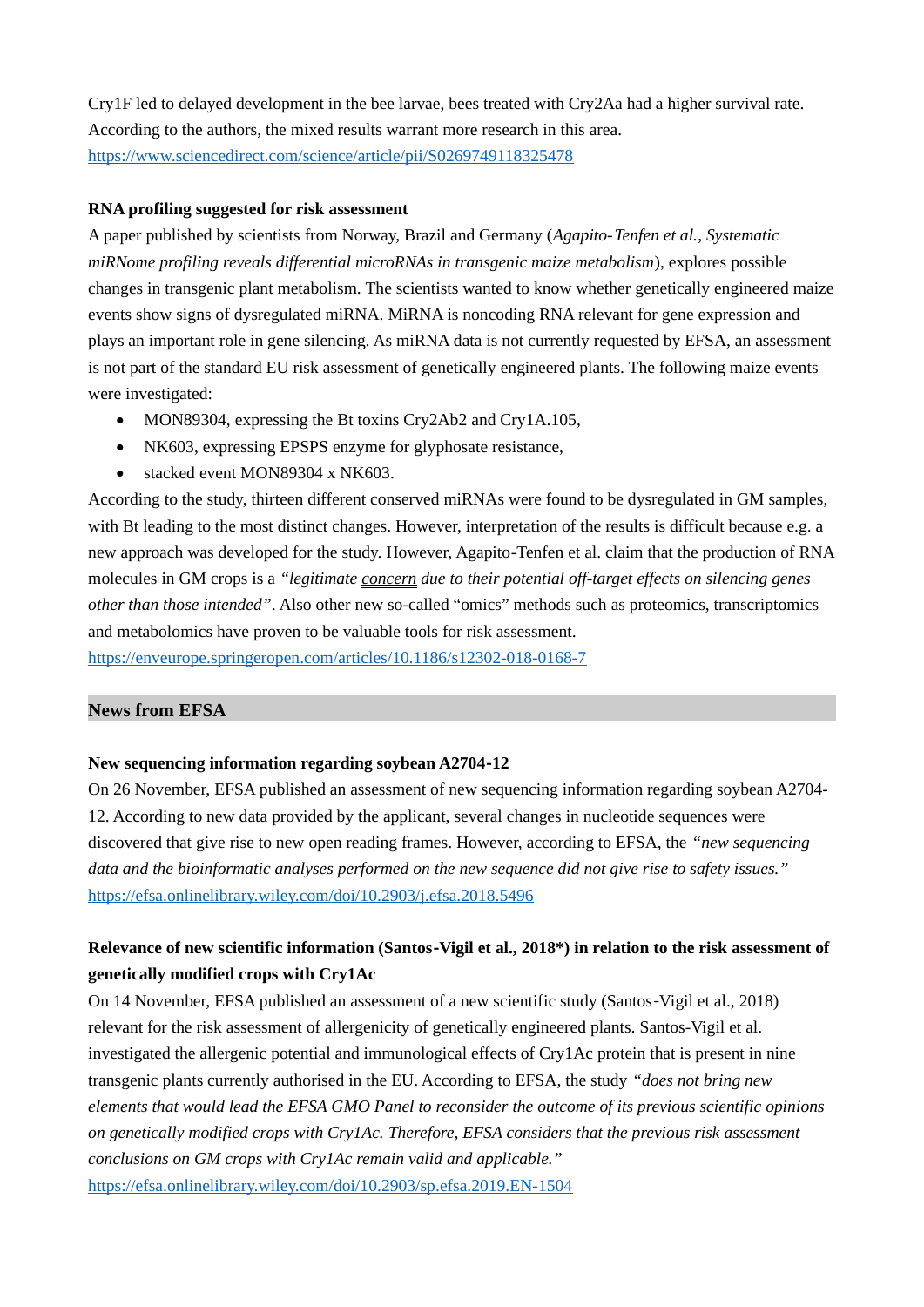Cry1F led to delayed development in the bee larvae, bees treated with Cry2Aa had a higher survival rate. According to the authors, the mixed results warrant more research in this area.
https://www.sciencedirect.com/science/article/pii/S0269749118325478

**RNA profiling suggested for risk assessment**

A paper published by scientists from Norway, Brazil and Germany (*Agapito-Tenfen et al., Systematic miRNome profiling reveals differential microRNAs in transgenic maize metabolism*), explores possible changes in transgenic plant metabolism. The scientists wanted to know whether genetically engineered maize events show signs of dysregulated miRNA. MiRNA is noncoding RNA relevant for gene expression and plays an important role in gene silencing. As miRNA data is not currently requested by EFSA, an assessment is not part of the standard EU risk assessment of genetically engineered plants. The following maize events were investigated:

- MON89304, expressing the Bt toxins Cry2Ab2 and Cry1A.105,
- NK603, expressing EPSPS enzyme for glyphosate resistance,
- stacked event MON89304 x NK603.

According to the study, thirteen different conserved miRNAs were found to be dysregulated in GM samples, with Bt leading to the most distinct changes. However, interpretation of the results is difficult because e.g. a new approach was developed for the study. However, Agapito-Tenfen et al. claim that the production of RNA molecules in GM crops is a *"legitimate concern due to their potential off-target effects on silencing genes other than those intended"*. Also other new so-called "omics" methods such as proteomics, transcriptomics and metabolomics have proven to be valuable tools for risk assessment.
https://enveurope.springeropen.com/articles/10.1186/s12302-018-0168-7

## News from EFSA

**New sequencing information regarding soybean A2704-12**

On 26 November, EFSA published an assessment of new sequencing information regarding soybean A2704-12. According to new data provided by the applicant, several changes in nucleotide sequences were discovered that give rise to new open reading frames. However, according to EFSA, the *"new sequencing data and the bioinformatic analyses performed on the new sequence did not give rise to safety issues."*
https://efsa.onlinelibrary.wiley.com/doi/10.2903/j.efsa.2018.5496

**Relevance of new scientific information (Santos-Vigil et al., 2018\*) in relation to the risk assessment of genetically modified crops with Cry1Ac**

On 14 November, EFSA published an assessment of a new scientific study (Santos-Vigil et al., 2018) relevant for the risk assessment of allergenicity of genetically engineered plants. Santos-Vigil et al. investigated the allergenic potential and immunological effects of Cry1Ac protein that is present in nine transgenic plants currently authorised in the EU. According to EFSA, the study *"does not bring new elements that would lead the EFSA GMO Panel to reconsider the outcome of its previous scientific opinions on genetically modified crops with Cry1Ac. Therefore, EFSA considers that the previous risk assessment conclusions on GM crops with Cry1Ac remain valid and applicable."*
https://efsa.onlinelibrary.wiley.com/doi/10.2903/sp.efsa.2019.EN-1504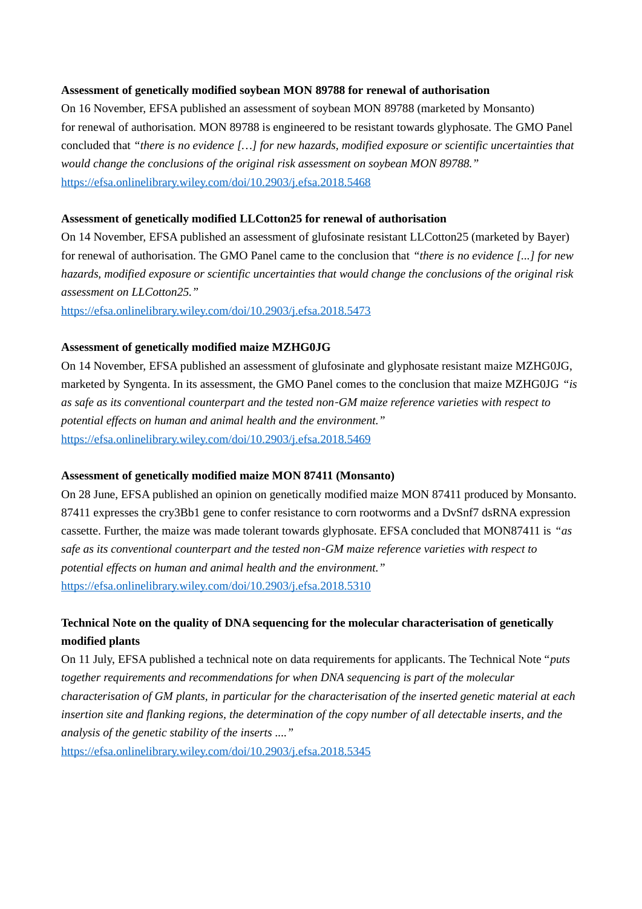**Assessment of genetically modified soybean MON 89788 for renewal of authorisation**

On 16 November, EFSA published an assessment of soybean MON 89788 (marketed by Monsanto) for renewal of authorisation. MON 89788 is engineered to be resistant towards glyphosate. The GMO Panel concluded that *"there is no evidence […] for new hazards, modified exposure or scientific uncertainties that would change the conclusions of the original risk assessment on soybean MON 89788."*

https://efsa.onlinelibrary.wiley.com/doi/10.2903/j.efsa.2018.5468

**Assessment of genetically modified LLCotton25 for renewal of authorisation**

On 14 November, EFSA published an assessment of glufosinate resistant LLCotton25 (marketed by Bayer) for renewal of authorisation. The GMO Panel came to the conclusion that *"there is no evidence [...] for new hazards, modified exposure or scientific uncertainties that would change the conclusions of the original risk assessment on LLCotton25."*

https://efsa.onlinelibrary.wiley.com/doi/10.2903/j.efsa.2018.5473

**Assessment of genetically modified maize MZHG0JG**

On 14 November, EFSA published an assessment of glufosinate and glyphosate resistant maize MZHG0JG, marketed by Syngenta. In its assessment, the GMO Panel comes to the conclusion that maize MZHG0JG *"is as safe as its conventional counterpart and the tested non-GM maize reference varieties with respect to potential effects on human and animal health and the environment."*

https://efsa.onlinelibrary.wiley.com/doi/10.2903/j.efsa.2018.5469

**Assessment of genetically modified maize MON 87411 (Monsanto)**

On 28 June, EFSA published an opinion on genetically modified maize MON 87411 produced by Monsanto. 87411 expresses the cry3Bb1 gene to confer resistance to corn rootworms and a DvSnf7 dsRNA expression cassette. Further, the maize was made tolerant towards glyphosate. EFSA concluded that MON87411 is *"as safe as its conventional counterpart and the tested non-GM maize reference varieties with respect to potential effects on human and animal health and the environment."*

https://efsa.onlinelibrary.wiley.com/doi/10.2903/j.efsa.2018.5310

**Technical Note on the quality of DNA sequencing for the molecular characterisation of genetically modified plants**

On 11 July, EFSA published a technical note on data requirements for applicants. The Technical Note "*puts together requirements and recommendations for when DNA sequencing is part of the molecular characterisation of GM plants, in particular for the characterisation of the inserted genetic material at each insertion site and flanking regions, the determination of the copy number of all detectable inserts, and the analysis of the genetic stability of the inserts ....*"

https://efsa.onlinelibrary.wiley.com/doi/10.2903/j.efsa.2018.5345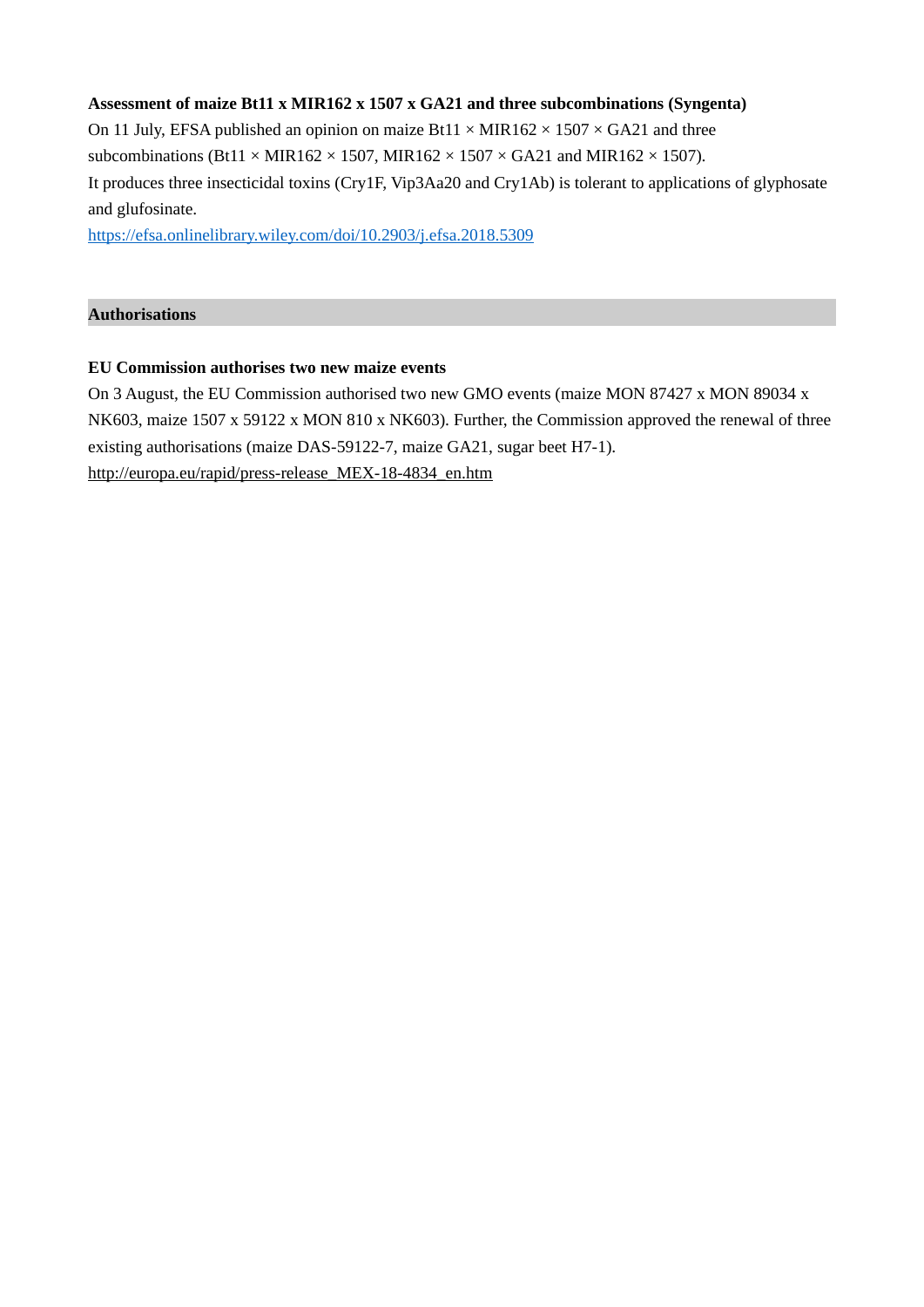**Assessment of maize Bt11 x MIR162 x 1507 x GA21 and three subcombinations (Syngenta)**

On 11 July, EFSA published an opinion on maize Bt11 × MIR162 × 1507 × GA21 and three subcombinations (Bt11 × MIR162 × 1507, MIR162 × 1507 × GA21 and MIR162 × 1507).

It produces three insecticidal toxins (Cry1F, Vip3Aa20 and Cry1Ab) is tolerant to applications of glyphosate and glufosinate.

https://efsa.onlinelibrary.wiley.com/doi/10.2903/j.efsa.2018.5309

## Authorisations

**EU Commission authorises two new maize events**

On 3 August, the EU Commission authorised two new GMO events (maize MON 87427 x MON 89034 x NK603, maize 1507 x 59122 x MON 810 x NK603). Further, the Commission approved the renewal of three existing authorisations (maize DAS-59122-7, maize GA21, sugar beet H7-1).

http://europa.eu/rapid/press-release_MEX-18-4834_en.htm